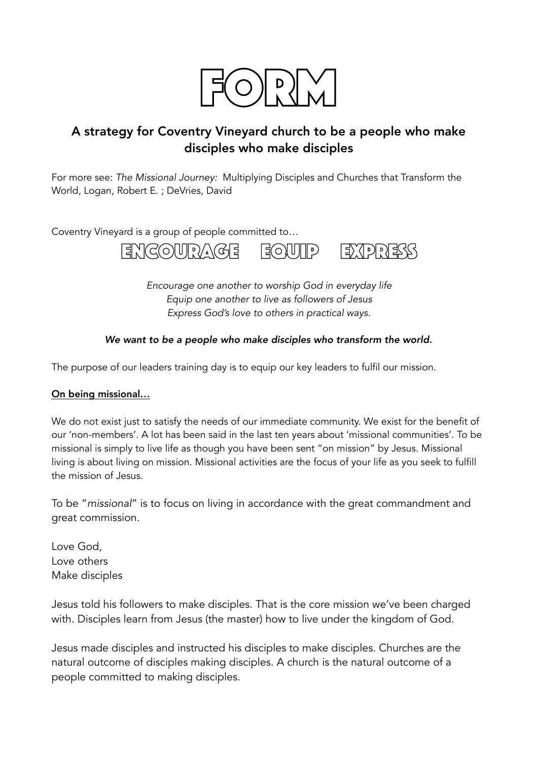# FORM

## A strategy for Coventry Vineyard church to be a people who make disciples who make disciples

For more see: *The Missional Journey:* Multiplying Disciples and Churches that Transform the World, Logan, Robert E. ; DeVries, David

Coventry Vineyard is a group of people committed to…

**ENCOURAGE EQUIP EXPRESS**

*Encourage one another to worship God in everyday life*
*Equip one another to live as followers of Jesus*
*Express God's love to others in practical ways.*

***We want to be a people who make disciples who transform the world.***

The purpose of our leaders training day is to equip our key leaders to fulfil our mission.

**On being missional…**

We do not exist just to satisfy the needs of our immediate community. We exist for the benefit of our 'non-members'. A lot has been said in the last ten years about 'missional communities'. To be missional is simply to live life as though you have been sent "on mission" by Jesus. Missional living is about living on mission. Missional activities are the focus of your life as you seek to fulfill the mission of Jesus.

To be "*missional*" is to focus on living in accordance with the great commandment and great commission.

Love God,
Love others
Make disciples

Jesus told his followers to make disciples. That is the core mission we've been charged with. Disciples learn from Jesus (the master) how to live under the kingdom of God.

Jesus made disciples and instructed his disciples to make disciples. Churches are the natural outcome of disciples making disciples. A church is the natural outcome of a people committed to making disciples.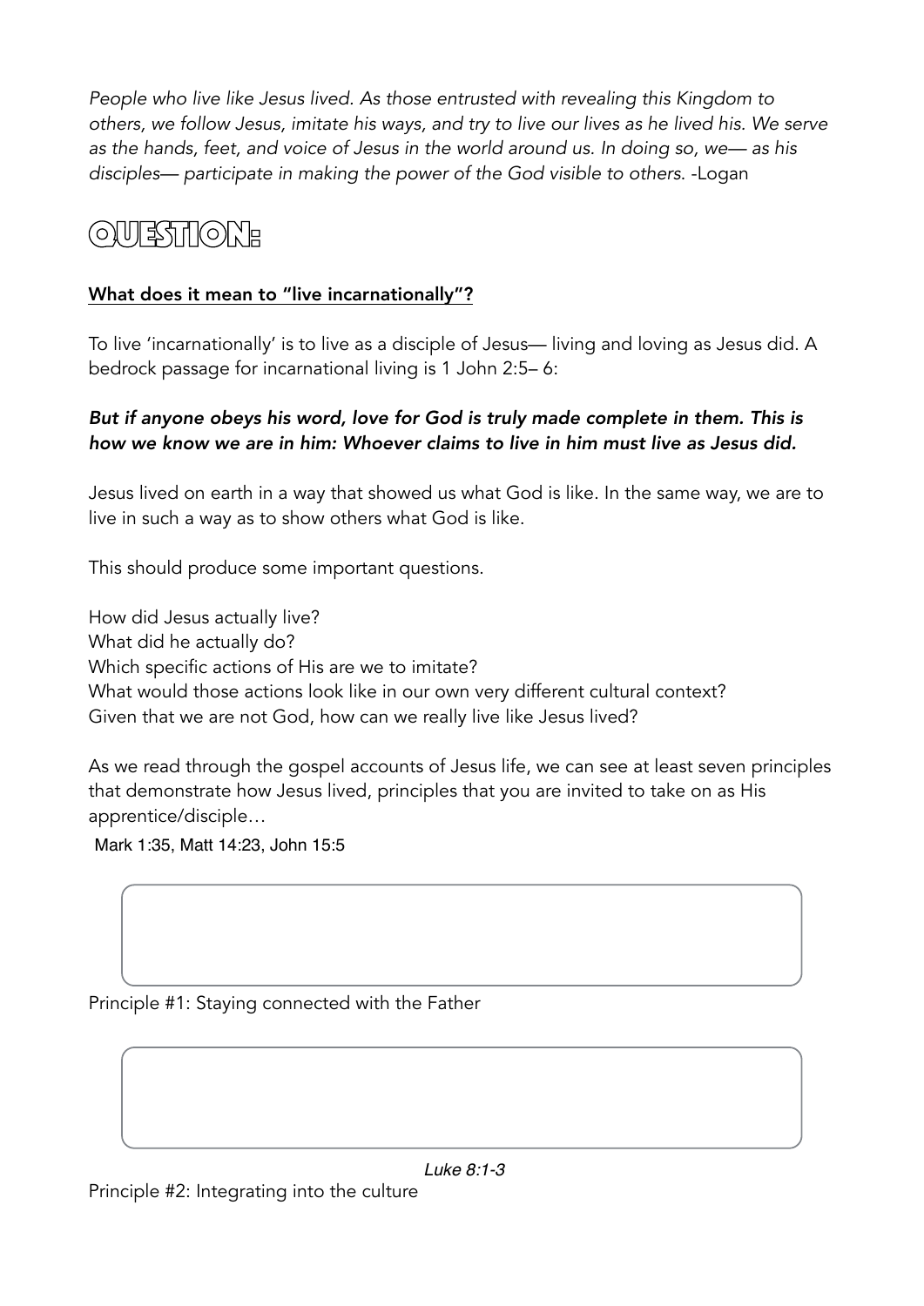*People who live like Jesus lived. As those entrusted with revealing this Kingdom to others, we follow Jesus, imitate his ways, and try to live our lives as he lived his. We serve as the hands, feet, and voice of Jesus in the world around us. In doing so, we— as his disciples— participate in making the power of the God visible to others.* -Logan

# QUESTION:

**What does it mean to "live incarnationally"?**

To live 'incarnationally' is to live as a disciple of Jesus— living and loving as Jesus did. A bedrock passage for incarnational living is 1 John 2:5– 6:

***But if anyone obeys his word, love for God is truly made complete in them. This is how we know we are in him: Whoever claims to live in him must live as Jesus did.***

Jesus lived on earth in a way that showed us what God is like. In the same way, we are to live in such a way as to show others what God is like.

This should produce some important questions.

How did Jesus actually live?
What did he actually do?
Which specific actions of His are we to imitate?
What would those actions look like in our own very different cultural context?
Given that we are not God, how can we really live like Jesus lived?

As we read through the gospel accounts of Jesus life, we can see at least seven principles that demonstrate how Jesus lived, principles that you are invited to take on as His apprentice/disciple…

Mark 1:35, Matt 14:23, John 15:5

Principle #1: Staying connected with the Father

*Luke 8:1-3*

Principle #2: Integrating into the culture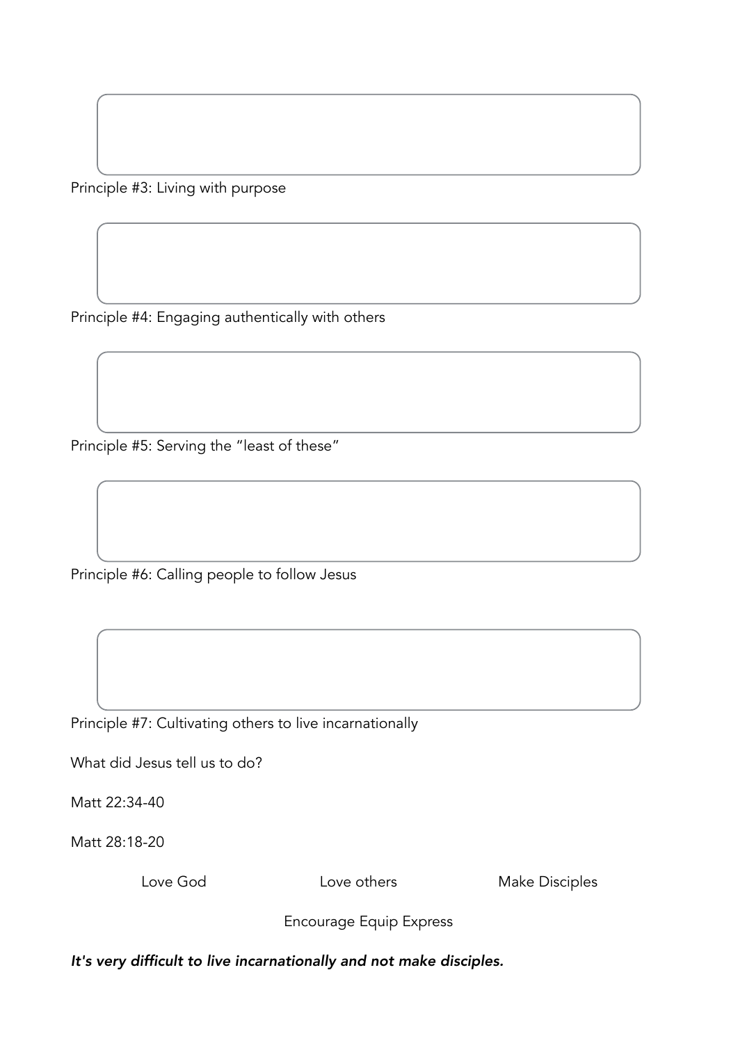Principle #3: Living with purpose

Principle #4: Engaging authentically with others

Principle #5: Serving the "least of these"

Principle #6: Calling people to follow Jesus

Principle #7: Cultivating others to live incarnationally

What did Jesus tell us to do?

Matt 22:34-40

Matt 28:18-20

Love God Love others Make Disciples

Encourage Equip Express

***It's very difficult to live incarnationally and not make disciples.***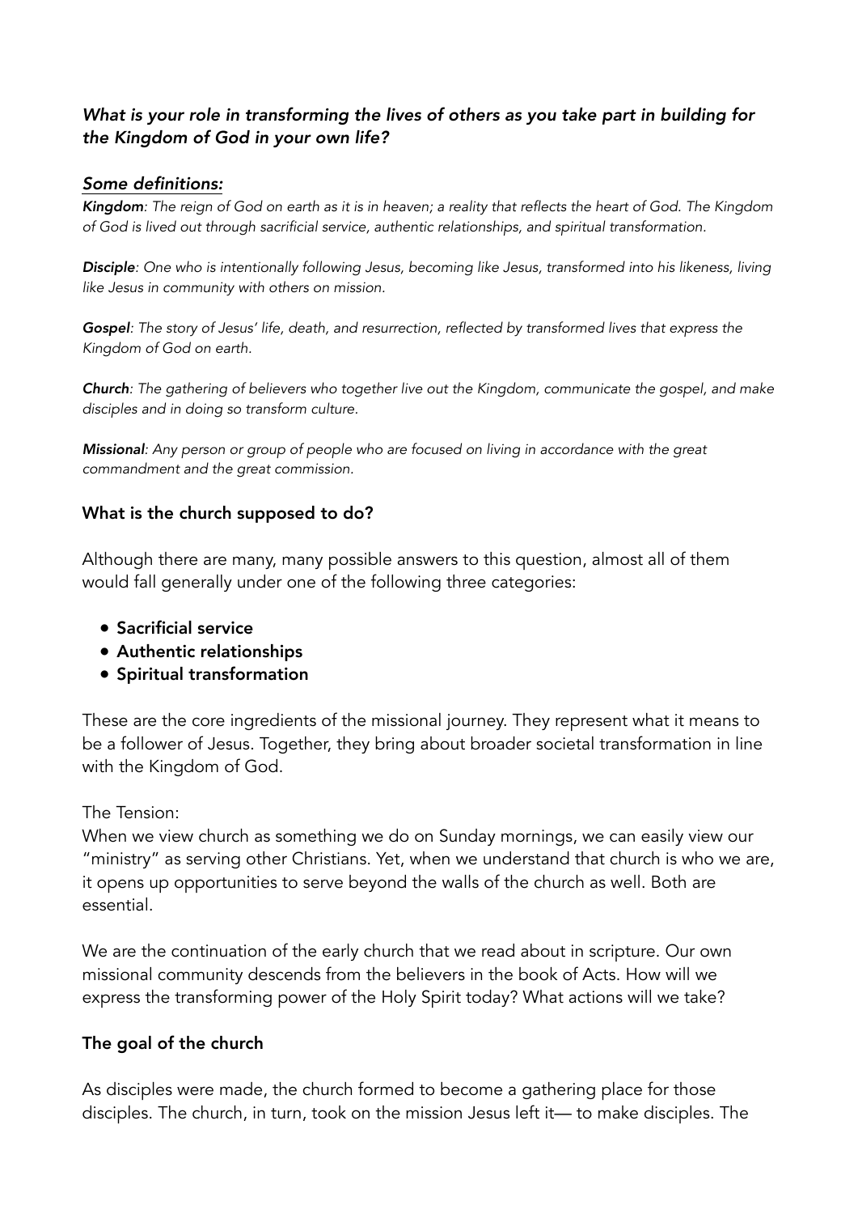***What is your role in transforming the lives of others as you take part in building for the Kingdom of God in your own life?***

***Some definitions:***

***Kingdom****: The reign of God on earth as it is in heaven; a reality that reflects the heart of God. The Kingdom of God is lived out through sacrificial service, authentic relationships, and spiritual transformation.*

***Disciple****: One who is intentionally following Jesus, becoming like Jesus, transformed into his likeness, living like Jesus in community with others on mission.*

***Gospel****: The story of Jesus' life, death, and resurrection, reflected by transformed lives that express the Kingdom of God on earth.*

***Church****: The gathering of believers who together live out the Kingdom, communicate the gospel, and make disciples and in doing so transform culture.*

***Missional****: Any person or group of people who are focused on living in accordance with the great commandment and the great commission.*

**What is the church supposed to do?**

Although there are many, many possible answers to this question, almost all of them would fall generally under one of the following three categories:

- **Sacrificial service**
- **Authentic relationships**
- **Spiritual transformation**

These are the core ingredients of the missional journey. They represent what it means to be a follower of Jesus. Together, they bring about broader societal transformation in line with the Kingdom of God.

The Tension:
When we view church as something we do on Sunday mornings, we can easily view our "ministry" as serving other Christians. Yet, when we understand that church is who we are, it opens up opportunities to serve beyond the walls of the church as well. Both are essential.

We are the continuation of the early church that we read about in scripture. Our own missional community descends from the believers in the book of Acts. How will we express the transforming power of the Holy Spirit today? What actions will we take?

**The goal of the church**

As disciples were made, the church formed to become a gathering place for those disciples. The church, in turn, took on the mission Jesus left it— to make disciples. The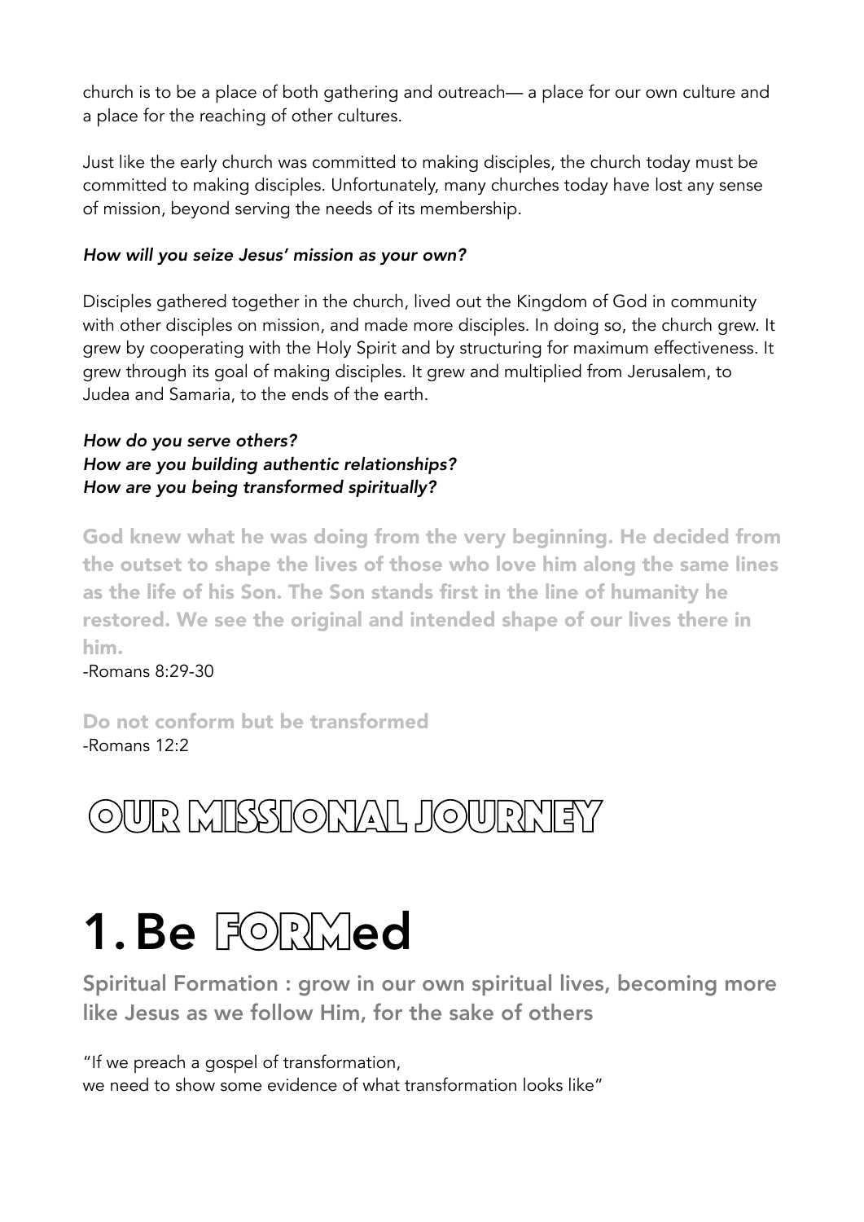church is to be a place of both gathering and outreach— a place for our own culture and a place for the reaching of other cultures.

Just like the early church was committed to making disciples, the church today must be committed to making disciples. Unfortunately, many churches today have lost any sense of mission, beyond serving the needs of its membership.

***How will you seize Jesus' mission as your own?***

Disciples gathered together in the church, lived out the Kingdom of God in community with other disciples on mission, and made more disciples. In doing so, the church grew. It grew by cooperating with the Holy Spirit and by structuring for maximum effectiveness. It grew through its goal of making disciples. It grew and multiplied from Jerusalem, to Judea and Samaria, to the ends of the earth.

***How do you serve others?***
***How are you building authentic relationships?***
***How are you being transformed spiritually?***

**God knew what he was doing from the very beginning. He decided from the outset to shape the lives of those who love him along the same lines as the life of his Son. The Son stands first in the line of humanity he restored. We see the original and intended shape of our lives there in him.**
-Romans 8:29-30

**Do not conform but be transformed**
-Romans 12:2

# OUR MISSIONAL JOURNEY

# 1. Be FORMed

**Spiritual Formation : grow in our own spiritual lives, becoming more like Jesus as we follow Him, for the sake of others**

"If we preach a gospel of transformation,
we need to show some evidence of what transformation looks like"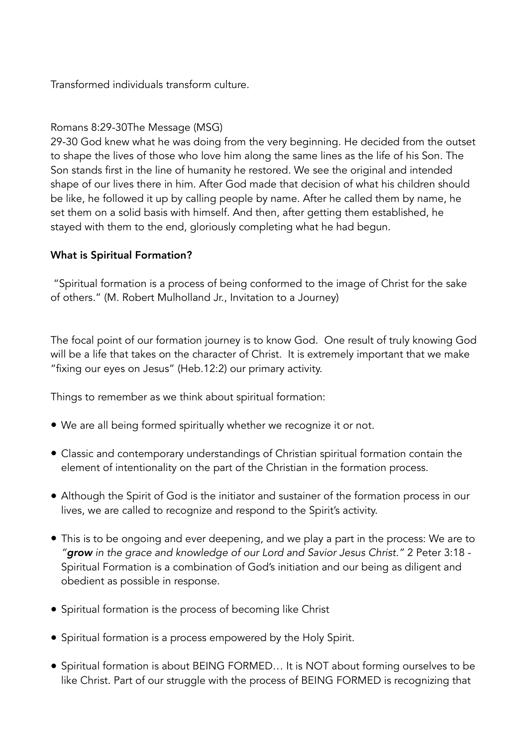Transformed individuals transform culture.

Romans 8:29-30The Message (MSG)
29-30 God knew what he was doing from the very beginning. He decided from the outset to shape the lives of those who love him along the same lines as the life of his Son. The Son stands first in the line of humanity he restored. We see the original and intended shape of our lives there in him. After God made that decision of what his children should be like, he followed it up by calling people by name. After he called them by name, he set them on a solid basis with himself. And then, after getting them established, he stayed with them to the end, gloriously completing what he had begun.

**What is Spiritual Formation?**

"Spiritual formation is a process of being conformed to the image of Christ for the sake of others." (M. Robert Mulholland Jr., Invitation to a Journey)

The focal point of our formation journey is to know God. One result of truly knowing God will be a life that takes on the character of Christ. It is extremely important that we make "fixing our eyes on Jesus" (Heb.12:2) our primary activity.

Things to remember as we think about spiritual formation:

- We are all being formed spiritually whether we recognize it or not.
- Classic and contemporary understandings of Christian spiritual formation contain the element of intentionality on the part of the Christian in the formation process.
- Although the Spirit of God is the initiator and sustainer of the formation process in our lives, we are called to recognize and respond to the Spirit's activity.
- This is to be ongoing and ever deepening, and we play a part in the process: We are to *"**grow** in the grace and knowledge of our Lord and Savior Jesus Christ."* 2 Peter 3:18 - Spiritual Formation is a combination of God's initiation and our being as diligent and obedient as possible in response.
- Spiritual formation is the process of becoming like Christ
- Spiritual formation is a process empowered by the Holy Spirit.
- Spiritual formation is about BEING FORMED… It is NOT about forming ourselves to be like Christ. Part of our struggle with the process of BEING FORMED is recognizing that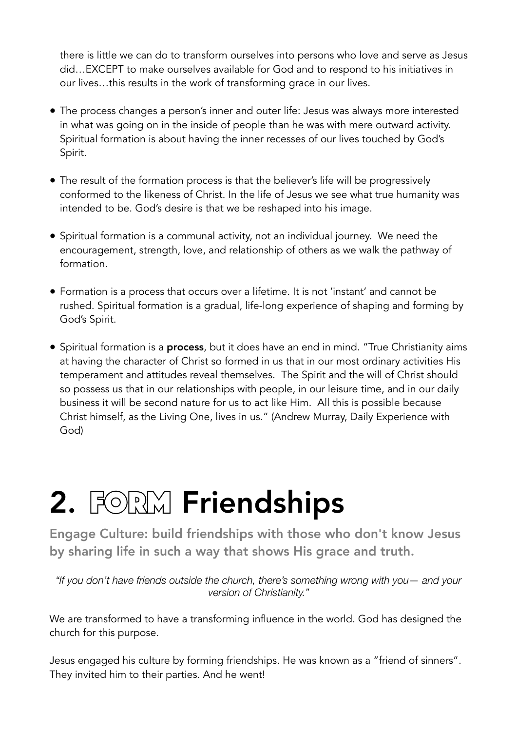there is little we can do to transform ourselves into persons who love and serve as Jesus did…EXCEPT to make ourselves available for God and to respond to his initiatives in our lives…this results in the work of transforming grace in our lives.

- The process changes a person's inner and outer life: Jesus was always more interested in what was going on in the inside of people than he was with mere outward activity. Spiritual formation is about having the inner recesses of our lives touched by God's Spirit.

- The result of the formation process is that the believer's life will be progressively conformed to the likeness of Christ. In the life of Jesus we see what true humanity was intended to be. God's desire is that we be reshaped into his image.

- Spiritual formation is a communal activity, not an individual journey. We need the encouragement, strength, love, and relationship of others as we walk the pathway of formation.

- Formation is a process that occurs over a lifetime. It is not 'instant' and cannot be rushed. Spiritual formation is a gradual, life-long experience of shaping and forming by God's Spirit.

- Spiritual formation is a **process**, but it does have an end in mind. "True Christianity aims at having the character of Christ so formed in us that in our most ordinary activities His temperament and attitudes reveal themselves. The Spirit and the will of Christ should so possess us that in our relationships with people, in our leisure time, and in our daily business it will be second nature for us to act like Him. All this is possible because Christ himself, as the Living One, lives in us." (Andrew Murray, Daily Experience with God)

# 2. FORM Friendships

**Engage Culture: build friendships with those who don't know Jesus by sharing life in such a way that shows His grace and truth.**

*"If you don't have friends outside the church, there's something wrong with you— and your version of Christianity."*

We are transformed to have a transforming influence in the world. God has designed the church for this purpose.

Jesus engaged his culture by forming friendships. He was known as a "friend of sinners". They invited him to their parties. And he went!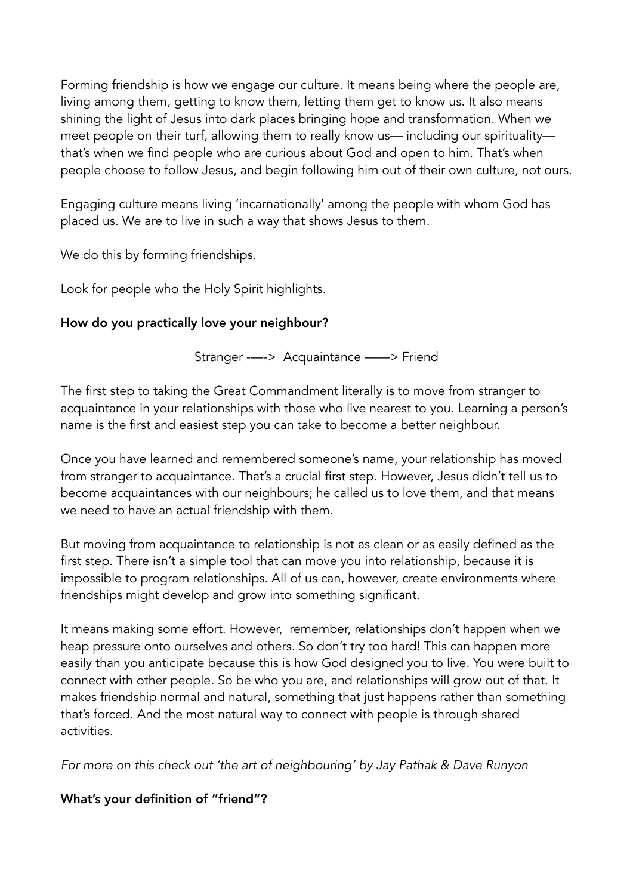Forming friendship is how we engage our culture. It means being where the people are, living among them, getting to know them, letting them get to know us. It also means shining the light of Jesus into dark places bringing hope and transformation. When we meet people on their turf, allowing them to really know us— including our spirituality— that's when we find people who are curious about God and open to him. That's when people choose to follow Jesus, and begin following him out of their own culture, not ours.

Engaging culture means living 'incarnationally' among the people with whom God has placed us. We are to live in such a way that shows Jesus to them.

We do this by forming friendships.

Look for people who the Holy Spirit highlights.

**How do you practically love your neighbour?**

Stranger —–> Acquaintance ——> Friend

The first step to taking the Great Commandment literally is to move from stranger to acquaintance in your relationships with those who live nearest to you. Learning a person's name is the first and easiest step you can take to become a better neighbour.

Once you have learned and remembered someone's name, your relationship has moved from stranger to acquaintance. That's a crucial first step. However, Jesus didn't tell us to become acquaintances with our neighbours; he called us to love them, and that means we need to have an actual friendship with them.

But moving from acquaintance to relationship is not as clean or as easily defined as the first step. There isn't a simple tool that can move you into relationship, because it is impossible to program relationships. All of us can, however, create environments where friendships might develop and grow into something significant.

It means making some effort. However, remember, relationships don't happen when we heap pressure onto ourselves and others. So don't try too hard! This can happen more easily than you anticipate because this is how God designed you to live. You were built to connect with other people. So be who you are, and relationships will grow out of that. It makes friendship normal and natural, something that just happens rather than something that's forced. And the most natural way to connect with people is through shared activities.

*For more on this check out 'the art of neighbouring' by Jay Pathak & Dave Runyon*

**What's your definition of "friend"?**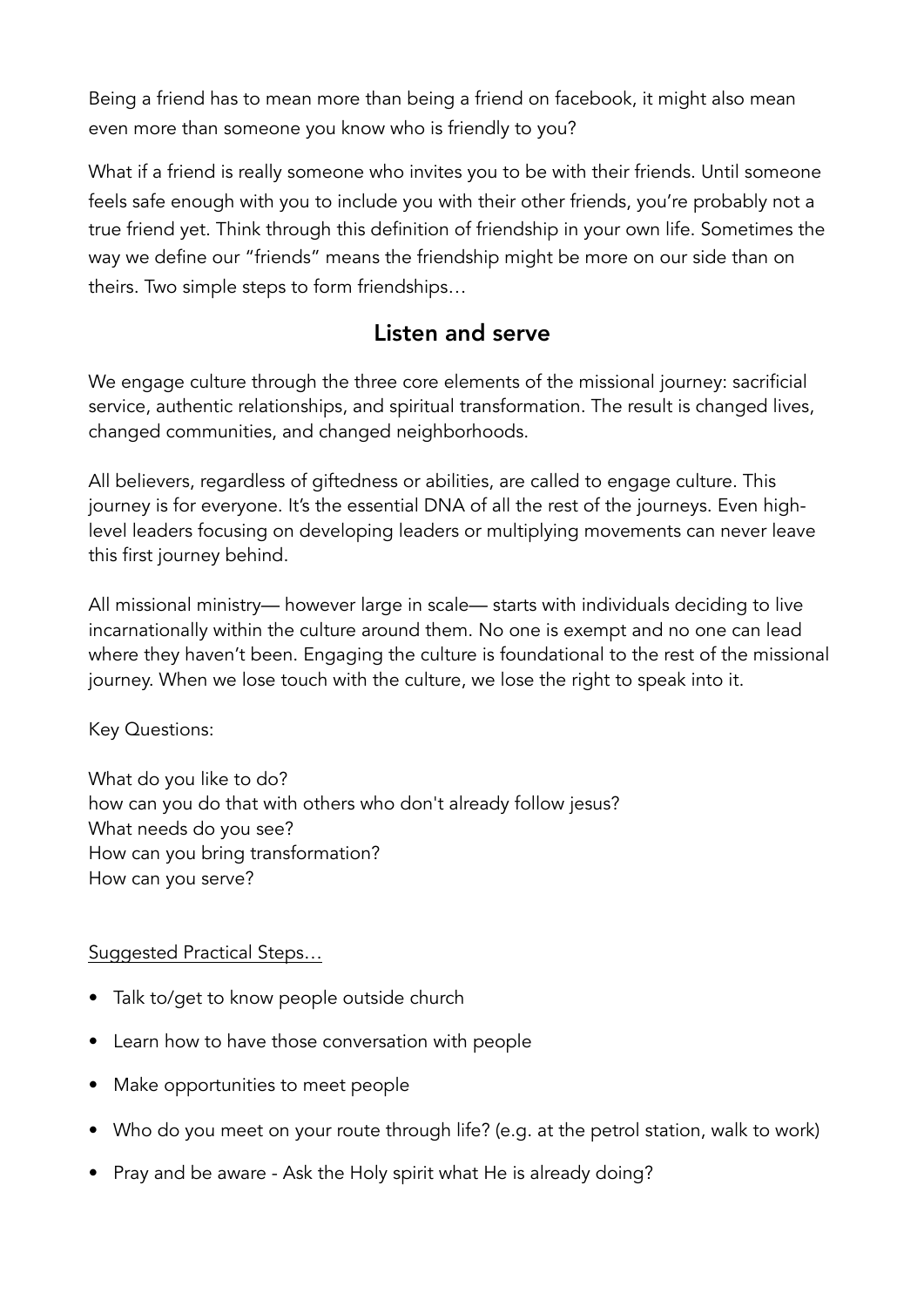Being a friend has to mean more than being a friend on facebook, it might also mean even more than someone you know who is friendly to you?

What if a friend is really someone who invites you to be with their friends. Until someone feels safe enough with you to include you with their other friends, you're probably not a true friend yet. Think through this definition of friendship in your own life. Sometimes the way we define our "friends" means the friendship might be more on our side than on theirs. Two simple steps to form friendships…

## Listen and serve

We engage culture through the three core elements of the missional journey: sacrificial service, authentic relationships, and spiritual transformation. The result is changed lives, changed communities, and changed neighborhoods.

All believers, regardless of giftedness or abilities, are called to engage culture. This journey is for everyone. It's the essential DNA of all the rest of the journeys. Even high-level leaders focusing on developing leaders or multiplying movements can never leave this first journey behind.

All missional ministry— however large in scale— starts with individuals deciding to live incarnationally within the culture around them. No one is exempt and no one can lead where they haven't been. Engaging the culture is foundational to the rest of the missional journey. When we lose touch with the culture, we lose the right to speak into it.

Key Questions:

What do you like to do?
how can you do that with others who don't already follow jesus?
What needs do you see?
How can you bring transformation?
How can you serve?

<u>Suggested Practical Steps…</u>

- Talk to/get to know people outside church
- Learn how to have those conversation with people
- Make opportunities to meet people
- Who do you meet on your route through life? (e.g. at the petrol station, walk to work)
- Pray and be aware - Ask the Holy spirit what He is already doing?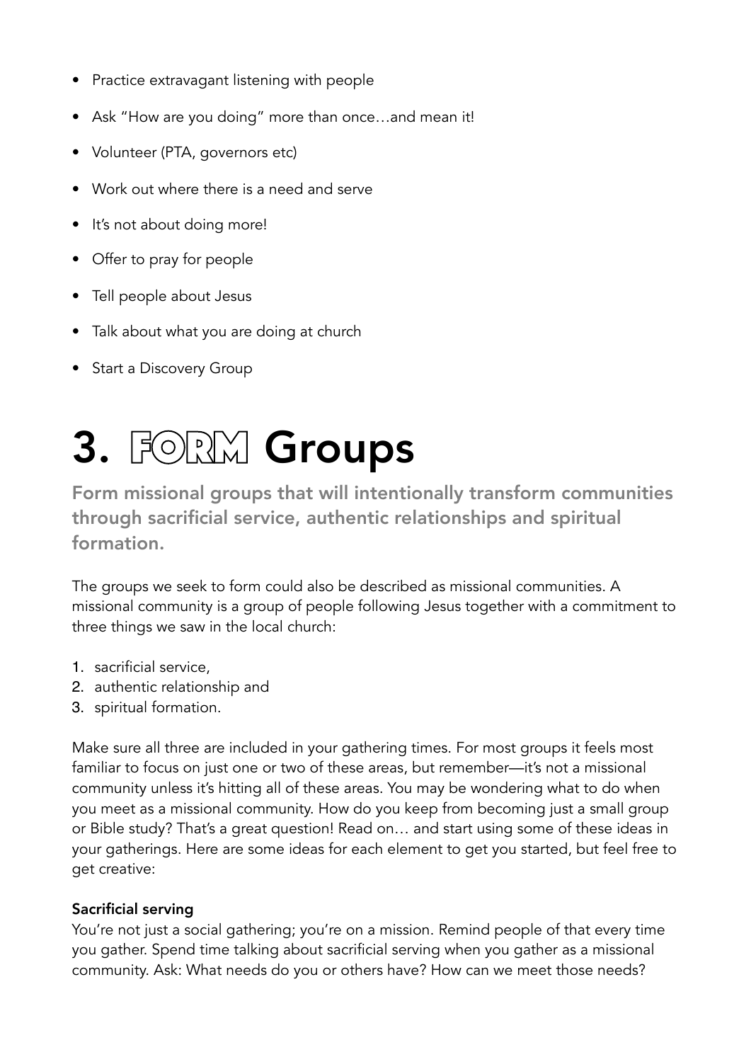- Practice extravagant listening with people
- Ask "How are you doing" more than once…and mean it!
- Volunteer (PTA, governors etc)
- Work out where there is a need and serve
- It's not about doing more!
- Offer to pray for people
- Tell people about Jesus
- Talk about what you are doing at church
- Start a Discovery Group

# 3. FORM Groups

**Form missional groups that will intentionally transform communities through sacrificial service, authentic relationships and spiritual formation.**

The groups we seek to form could also be described as missional communities. A missional community is a group of people following Jesus together with a commitment to three things we saw in the local church:

1. sacrificial service,
2. authentic relationship and
3. spiritual formation.

Make sure all three are included in your gathering times. For most groups it feels most familiar to focus on just one or two of these areas, but remember—it's not a missional community unless it's hitting all of these areas. You may be wondering what to do when you meet as a missional community. How do you keep from becoming just a small group or Bible study? That's a great question! Read on… and start using some of these ideas in your gatherings. Here are some ideas for each element to get you started, but feel free to get creative:

**Sacrificial serving**

You're not just a social gathering; you're on a mission. Remind people of that every time you gather. Spend time talking about sacrificial serving when you gather as a missional community. Ask: What needs do you or others have? How can we meet those needs?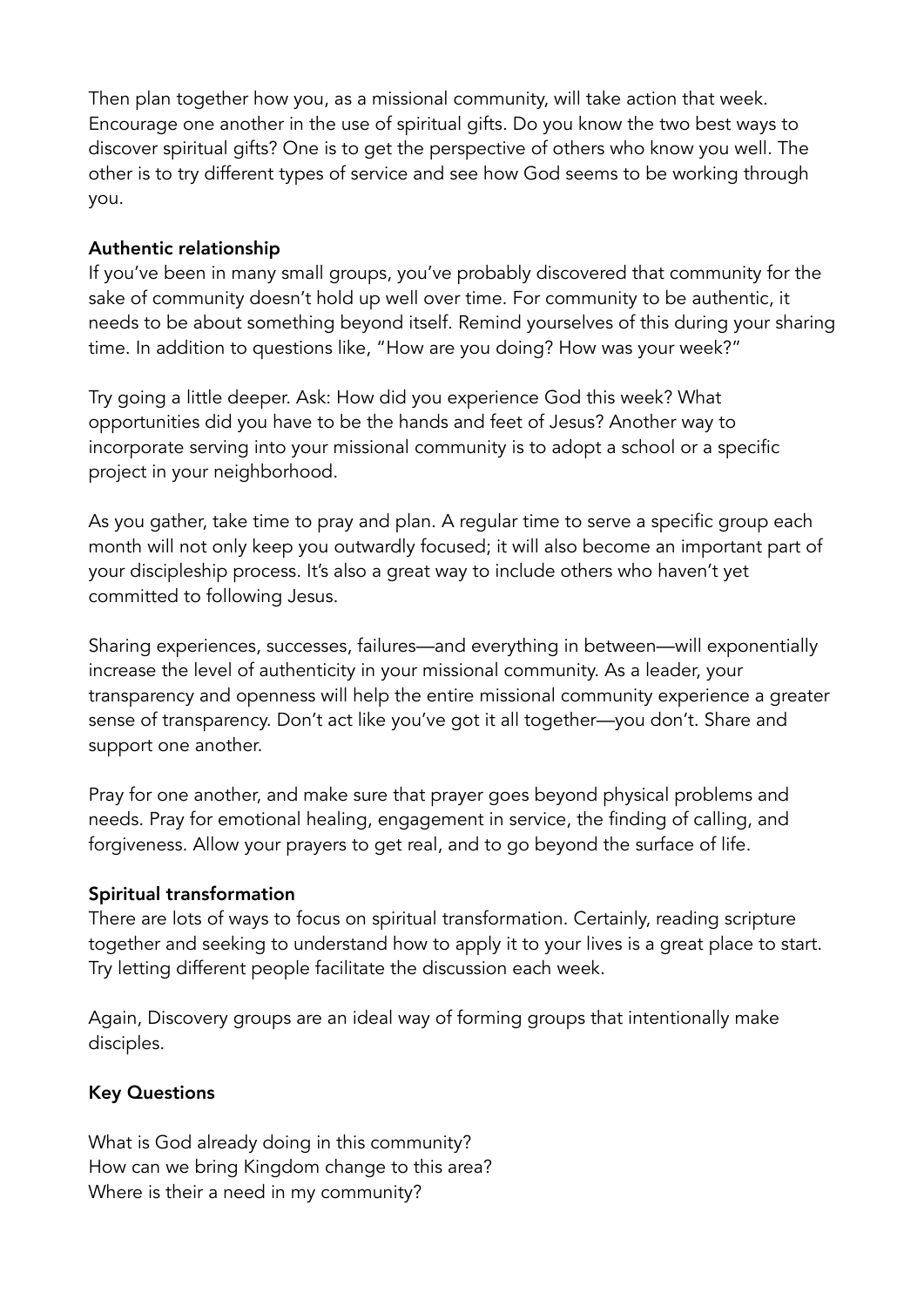Then plan together how you, as a missional community, will take action that week. Encourage one another in the use of spiritual gifts. Do you know the two best ways to discover spiritual gifts? One is to get the perspective of others who know you well. The other is to try different types of service and see how God seems to be working through you.

**Authentic relationship**

If you've been in many small groups, you've probably discovered that community for the sake of community doesn't hold up well over time. For community to be authentic, it needs to be about something beyond itself. Remind yourselves of this during your sharing time. In addition to questions like, "How are you doing? How was your week?"

Try going a little deeper. Ask: How did you experience God this week? What opportunities did you have to be the hands and feet of Jesus? Another way to incorporate serving into your missional community is to adopt a school or a specific project in your neighborhood.

As you gather, take time to pray and plan. A regular time to serve a specific group each month will not only keep you outwardly focused; it will also become an important part of your discipleship process. It's also a great way to include others who haven't yet committed to following Jesus.

Sharing experiences, successes, failures—and everything in between—will exponentially increase the level of authenticity in your missional community. As a leader, your transparency and openness will help the entire missional community experience a greater sense of transparency. Don't act like you've got it all together—you don't. Share and support one another.

Pray for one another, and make sure that prayer goes beyond physical problems and needs. Pray for emotional healing, engagement in service, the finding of calling, and forgiveness. Allow your prayers to get real, and to go beyond the surface of life.

**Spiritual transformation**

There are lots of ways to focus on spiritual transformation. Certainly, reading scripture together and seeking to understand how to apply it to your lives is a great place to start. Try letting different people facilitate the discussion each week.

Again, Discovery groups are an ideal way of forming groups that intentionally make disciples.

**Key Questions**

What is God already doing in this community?
How can we bring Kingdom change to this area?
Where is their a need in my community?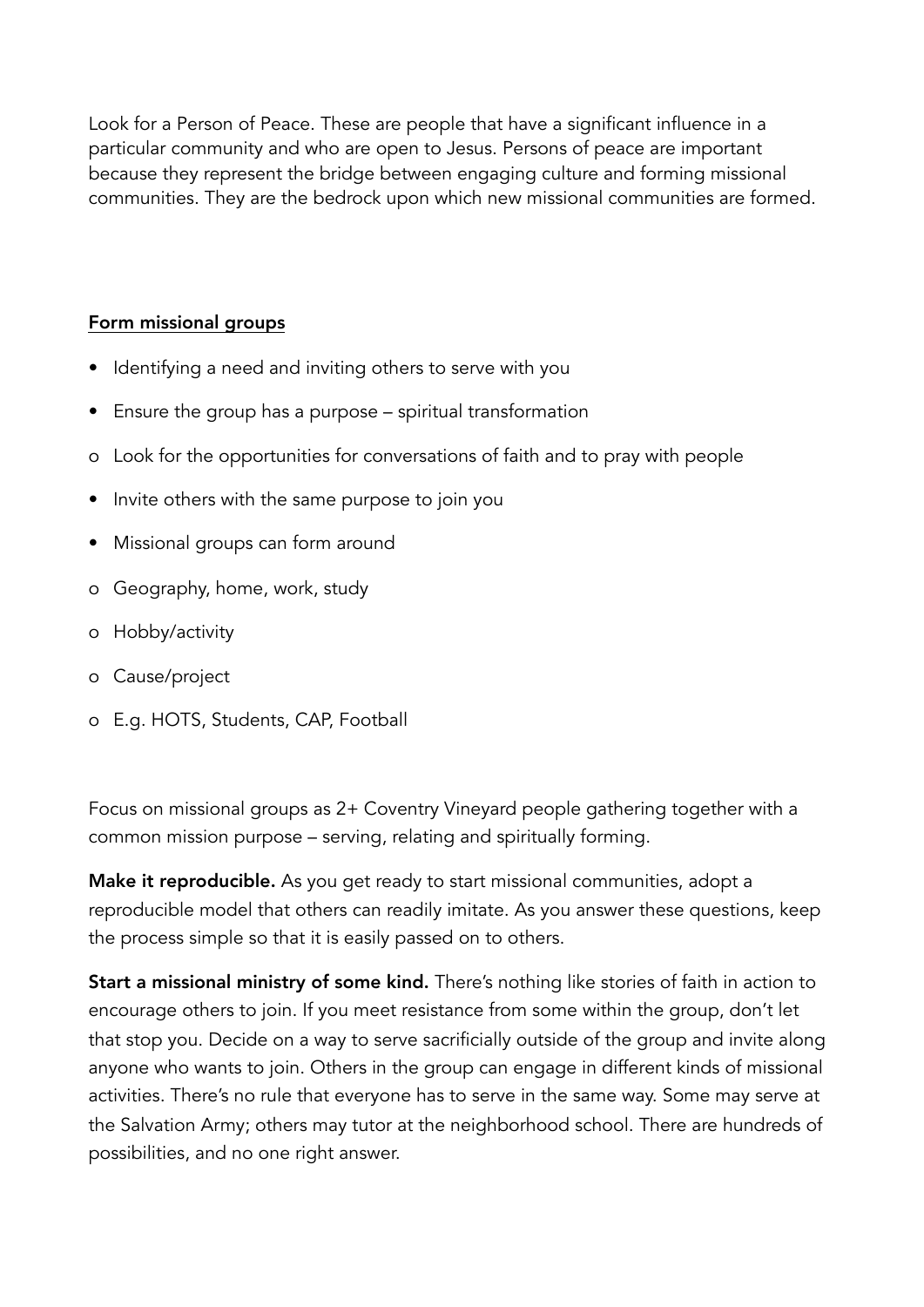Look for a Person of Peace. These are people that have a significant influence in a particular community and who are open to Jesus. Persons of peace are important because they represent the bridge between engaging culture and forming missional communities. They are the bedrock upon which new missional communities are formed.

<u>**Form missional groups**</u>

- Identifying a need and inviting others to serve with you
- Ensure the group has a purpose – spiritual transformation
  - Look for the opportunities for conversations of faith and to pray with people
- Invite others with the same purpose to join you
- Missional groups can form around
  - Geography, home, work, study
  - Hobby/activity
  - Cause/project
  - E.g. HOTS, Students, CAP, Football

Focus on missional groups as 2+ Coventry Vineyard people gathering together with a common mission purpose – serving, relating and spiritually forming.

**Make it reproducible.** As you get ready to start missional communities, adopt a reproducible model that others can readily imitate. As you answer these questions, keep the process simple so that it is easily passed on to others.

**Start a missional ministry of some kind.** There's nothing like stories of faith in action to encourage others to join. If you meet resistance from some within the group, don't let that stop you. Decide on a way to serve sacrificially outside of the group and invite along anyone who wants to join. Others in the group can engage in different kinds of missional activities. There's no rule that everyone has to serve in the same way. Some may serve at the Salvation Army; others may tutor at the neighborhood school. There are hundreds of possibilities, and no one right answer.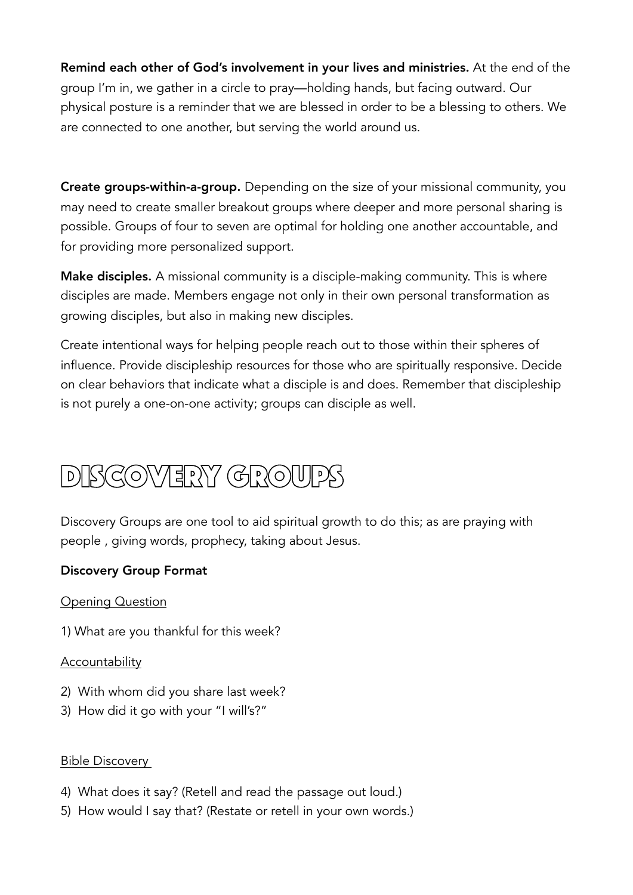**Remind each other of God's involvement in your lives and ministries.** At the end of the group I'm in, we gather in a circle to pray—holding hands, but facing outward. Our physical posture is a reminder that we are blessed in order to be a blessing to others. We are connected to one another, but serving the world around us.

**Create groups-within-a-group.** Depending on the size of your missional community, you may need to create smaller breakout groups where deeper and more personal sharing is possible. Groups of four to seven are optimal for holding one another accountable, and for providing more personalized support.

**Make disciples.** A missional community is a disciple-making community. This is where disciples are made. Members engage not only in their own personal transformation as growing disciples, but also in making new disciples.

Create intentional ways for helping people reach out to those within their spheres of influence. Provide discipleship resources for those who are spiritually responsive. Decide on clear behaviors that indicate what a disciple is and does. Remember that discipleship is not purely a one-on-one activity; groups can disciple as well.

# Discovery Groups

Discovery Groups are one tool to aid spiritual growth to do this; as are praying with people , giving words, prophecy, taking about Jesus.

**Discovery Group Format**

Opening Question

1) What are you thankful for this week?

Accountability

2) With whom did you share last week?
3) How did it go with your "I will's?"

Bible Discovery

4) What does it say? (Retell and read the passage out loud.)
5) How would I say that? (Restate or retell in your own words.)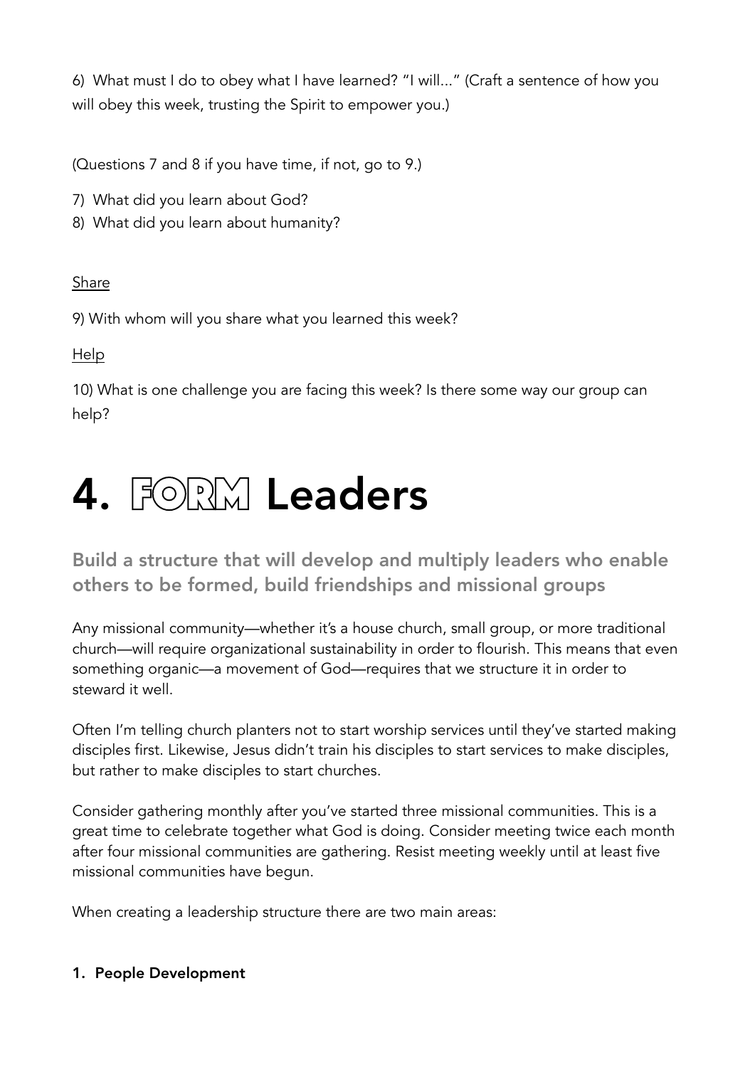6) What must I do to obey what I have learned? "I will..." (Craft a sentence of how you will obey this week, trusting the Spirit to empower you.)

(Questions 7 and 8 if you have time, if not, go to 9.)

7) What did you learn about God?
8) What did you learn about humanity?

Share

9) With whom will you share what you learned this week?

Help

10) What is one challenge you are facing this week? Is there some way our group can help?

# 4. FORM Leaders

## Build a structure that will develop and multiply leaders who enable others to be formed, build friendships and missional groups

Any missional community—whether it's a house church, small group, or more traditional church—will require organizational sustainability in order to flourish. This means that even something organic—a movement of God—requires that we structure it in order to steward it well.

Often I'm telling church planters not to start worship services until they've started making disciples first. Likewise, Jesus didn't train his disciples to start services to make disciples, but rather to make disciples to start churches.

Consider gathering monthly after you've started three missional communities. This is a great time to celebrate together what God is doing. Consider meeting twice each month after four missional communities are gathering. Resist meeting weekly until at least five missional communities have begun.

When creating a leadership structure there are two main areas:

**1. People Development**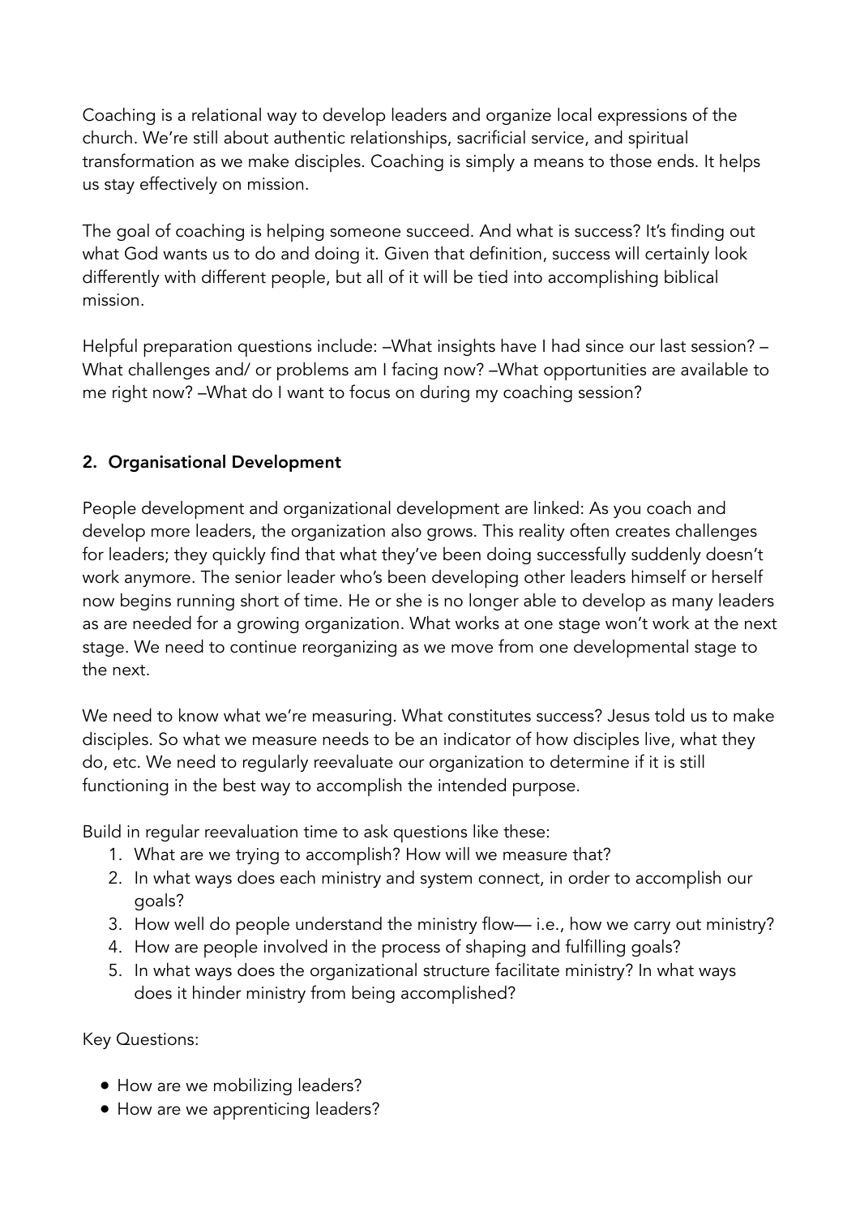Coaching is a relational way to develop leaders and organize local expressions of the church. We're still about authentic relationships, sacrificial service, and spiritual transformation as we make disciples. Coaching is simply a means to those ends. It helps us stay effectively on mission.

The goal of coaching is helping someone succeed. And what is success? It's finding out what God wants us to do and doing it. Given that definition, success will certainly look differently with different people, but all of it will be tied into accomplishing biblical mission.

Helpful preparation questions include: –What insights have I had since our last session? –What challenges and/ or problems am I facing now? –What opportunities are available to me right now? –What do I want to focus on during my coaching session?

## 2. Organisational Development

People development and organizational development are linked: As you coach and develop more leaders, the organization also grows. This reality often creates challenges for leaders; they quickly find that what they've been doing successfully suddenly doesn't work anymore. The senior leader who's been developing other leaders himself or herself now begins running short of time. He or she is no longer able to develop as many leaders as are needed for a growing organization. What works at one stage won't work at the next stage. We need to continue reorganizing as we move from one developmental stage to the next.

We need to know what we're measuring. What constitutes success? Jesus told us to make disciples. So what we measure needs to be an indicator of how disciples live, what they do, etc. We need to regularly reevaluate our organization to determine if it is still functioning in the best way to accomplish the intended purpose.

Build in regular reevaluation time to ask questions like these:

1. What are we trying to accomplish? How will we measure that?
2. In what ways does each ministry and system connect, in order to accomplish our goals?
3. How well do people understand the ministry flow— i.e., how we carry out ministry?
4. How are people involved in the process of shaping and fulfilling goals?
5. In what ways does the organizational structure facilitate ministry? In what ways does it hinder ministry from being accomplished?

Key Questions:

- How are we mobilizing leaders?
- How are we apprenticing leaders?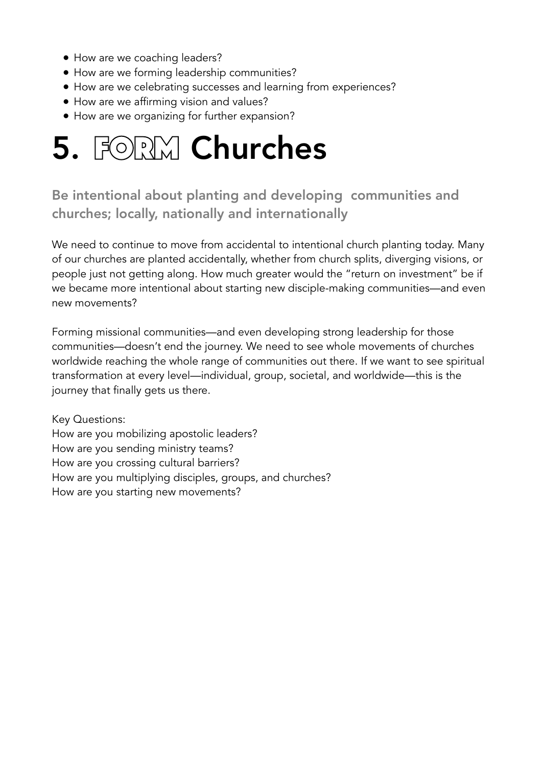- How are we coaching leaders?
- How are we forming leadership communities?
- How are we celebrating successes and learning from experiences?
- How are we affirming vision and values?
- How are we organizing for further expansion?

# 5. FORM Churches

### Be intentional about planting and developing communities and churches; locally, nationally and internationally

We need to continue to move from accidental to intentional church planting today. Many of our churches are planted accidentally, whether from church splits, diverging visions, or people just not getting along. How much greater would the "return on investment" be if we became more intentional about starting new disciple-making communities—and even new movements?

Forming missional communities—and even developing strong leadership for those communities—doesn't end the journey. We need to see whole movements of churches worldwide reaching the whole range of communities out there. If we want to see spiritual transformation at every level—individual, group, societal, and worldwide—this is the journey that finally gets us there.

Key Questions:
How are you mobilizing apostolic leaders?
How are you sending ministry teams?
How are you crossing cultural barriers?
How are you multiplying disciples, groups, and churches?
How are you starting new movements?